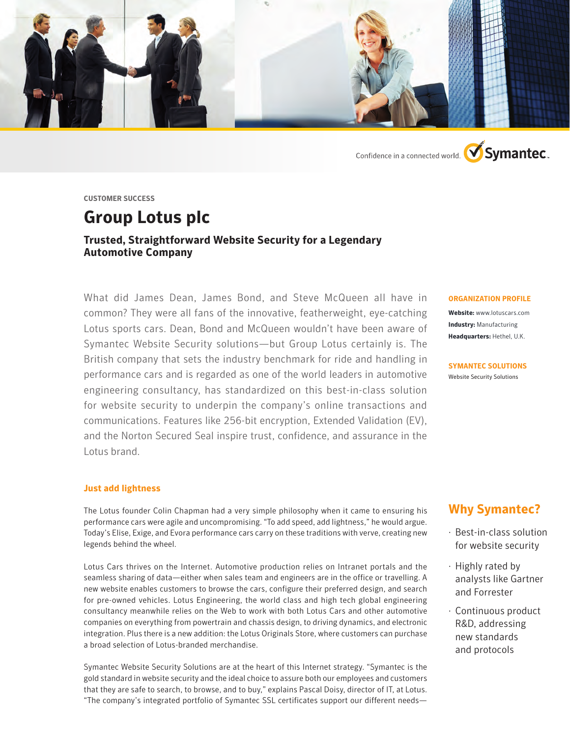Confidence in a connected world. Symantec.

CUSTOMER SUCCESS

# Group Lotus plc

## Trusted, Straightforward Website Security for a Legendary Automotive Company

What did James Dean, James Bond, and Steve McQueen all have in common? They were all fans of the innovative, featherweight, eye-catching Lotus sports cars. Dean, Bond and McQueen wouldn't have been aware of Symantec Website Security solutions—but Group Lotus certainly is. The British company that sets the industry benchmark for ride and handling in performance cars and is regarded as one of the world leaders in automotive engineering consultancy, has standardized on this best-in-class solution for website security to underpin the company's online transactions and communications. Features like 256-bit encryption, Extended Validation (EV), and the Norton Secured Seal inspire trust, confidence, and assurance in the Lotus brand.

**ORGANIZATION PROFILE**

**Website:** www.lotuscars.com
**Industry:** Manufacturing
**Headquarters:** Hethel, U.K.

**SYMANTEC SOLUTIONS**

Website Security Solutions

### Just add lightness

The Lotus founder Colin Chapman had a very simple philosophy when it came to ensuring his performance cars were agile and uncompromising. "To add speed, add lightness," he would argue. Today's Elise, Exige, and Evora performance cars carry on these traditions with verve, creating new legends behind the wheel.

Lotus Cars thrives on the Internet. Automotive production relies on Intranet portals and the seamless sharing of data—either when sales team and engineers are in the office or travelling. A new website enables customers to browse the cars, configure their preferred design, and search for pre-owned vehicles. Lotus Engineering, the world class and high tech global engineering consultancy meanwhile relies on the Web to work with both Lotus Cars and other automotive companies on everything from powertrain and chassis design, to driving dynamics, and electronic integration. Plus there is a new addition: the Lotus Originals Store, where customers can purchase a broad selection of Lotus-branded merchandise.

Symantec Website Security Solutions are at the heart of this Internet strategy. "Symantec is the gold standard in website security and the ideal choice to assure both our employees and customers that they are safe to search, to browse, and to buy," explains Pascal Doisy, director of IT, at Lotus. "The company's integrated portfolio of Symantec SSL certificates support our different needs—

## Why Symantec?

- Best-in-class solution for website security
- Highly rated by analysts like Gartner and Forrester
- Continuous product R&D, addressing new standards and protocols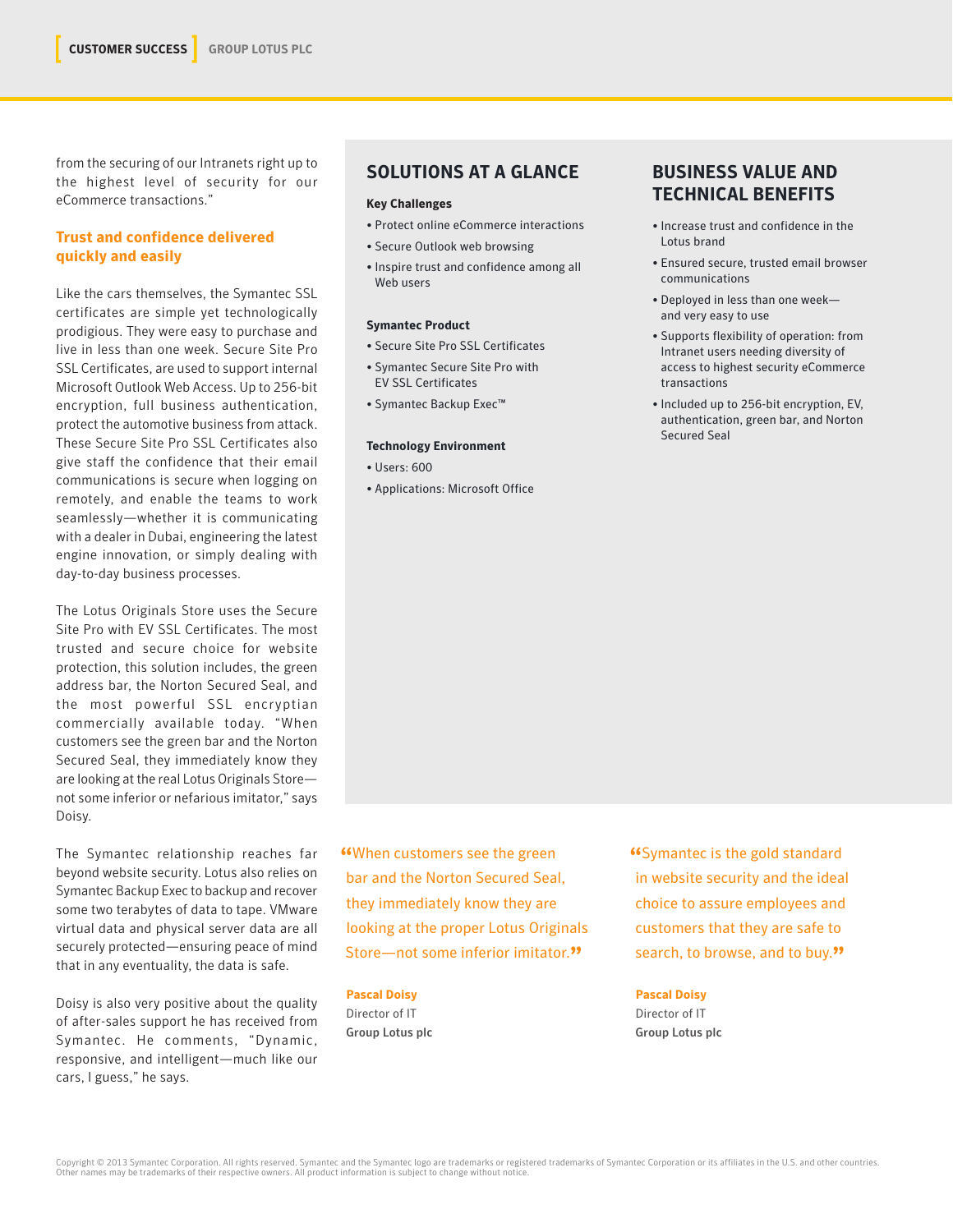from the securing of our Intranets right up to the highest level of security for our eCommerce transactions."

### Trust and confidence delivered quickly and easily

Like the cars themselves, the Symantec SSL certificates are simple yet technologically prodigious. They were easy to purchase and live in less than one week. Secure Site Pro SSL Certificates, are used to support internal Microsoft Outlook Web Access. Up to 256-bit encryption, full business authentication, protect the automotive business from attack. These Secure Site Pro SSL Certificates also give staff the confidence that their email communications is secure when logging on remotely, and enable the teams to work seamlessly—whether it is communicating with a dealer in Dubai, engineering the latest engine innovation, or simply dealing with day-to-day business processes.

The Lotus Originals Store uses the Secure Site Pro with EV SSL Certificates. The most trusted and secure choice for website protection, this solution includes, the green address bar, the Norton Secured Seal, and the most powerful SSL encryptian commercially available today. "When customers see the green bar and the Norton Secured Seal, they immediately know they are looking at the real Lotus Originals Store—not some inferior or nefarious imitator," says Doisy.

The Symantec relationship reaches far beyond website security. Lotus also relies on Symantec Backup Exec to backup and recover some two terabytes of data to tape. VMware virtual data and physical server data are all securely protected—ensuring peace of mind that in any eventuality, the data is safe.

Doisy is also very positive about the quality of after-sales support he has received from Symantec. He comments, "Dynamic, responsive, and intelligent—much like our cars, I guess," he says.

## SOLUTIONS AT A GLANCE

**Key Challenges**

- Protect online eCommerce interactions
- Secure Outlook web browsing
- Inspire trust and confidence among all Web users

**Symantec Product**

- Secure Site Pro SSL Certificates
- Symantec Secure Site Pro with EV SSL Certificates
- Symantec Backup Exec™

**Technology Environment**

- Users: 600
- Applications: Microsoft Office

## BUSINESS VALUE AND TECHNICAL BENEFITS

- Increase trust and confidence in the Lotus brand
- Ensured secure, trusted email browser communications
- Deployed in less than one week—and very easy to use
- Supports flexibility of operation: from Intranet users needing diversity of access to highest security eCommerce transactions
- Included up to 256-bit encryption, EV, authentication, green bar, and Norton Secured Seal

"When customers see the green bar and the Norton Secured Seal, they immediately know they are looking at the proper Lotus Originals Store—not some inferior imitator."

**Pascal Doisy**
Director of IT
**Group Lotus plc**

"Symantec is the gold standard in website security and the ideal choice to assure employees and customers that they are safe to search, to browse, and to buy."

**Pascal Doisy**
Director of IT
**Group Lotus plc**

Copyright © 2013 Symantec Corporation. All rights reserved. Symantec and the Symantec logo are trademarks or registered trademarks of Symantec Corporation or its affiliates in the U.S. and other countries. Other names may be trademarks of their respective owners. All product information is subject to change without notice.